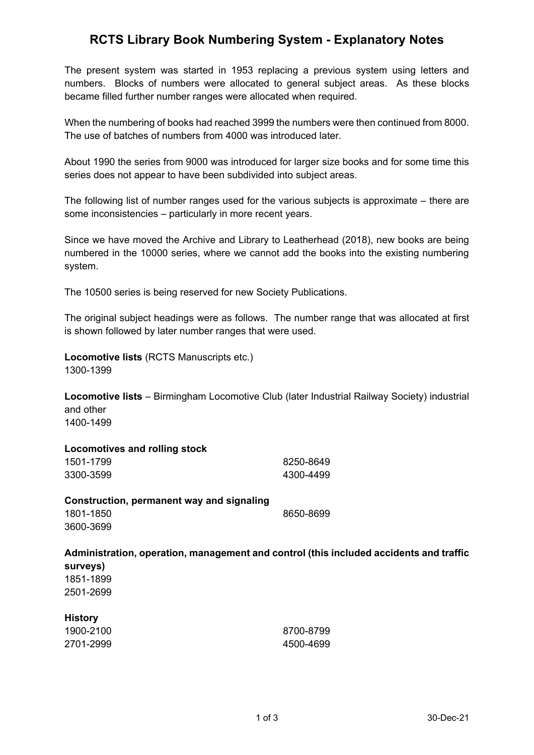# RCTS Library Book Numbering System - Explanatory Notes

The present system was started in 1953 replacing a previous system using letters and numbers. Blocks of numbers were allocated to general subject areas. As these blocks became filled further number ranges were allocated when required.

When the numbering of books had reached 3999 the numbers were then continued from 8000. The use of batches of numbers from 4000 was introduced later.

About 1990 the series from 9000 was introduced for larger size books and for some time this series does not appear to have been subdivided into subject areas.

The following list of number ranges used for the various subjects is approximate – there are some inconsistencies – particularly in more recent years.

Since we have moved the Archive and Library to Leatherhead (2018), new books are being numbered in the 10000 series, where we cannot add the books into the existing numbering system.

The 10500 series is being reserved for new Society Publications.

The original subject headings were as follows. The number range that was allocated at first is shown followed by later number ranges that were used.

**Locomotive lists** (RCTS Manuscripts etc.)
1300-1399

**Locomotive lists** – Birmingham Locomotive Club (later Industrial Railway Society) industrial and other
1400-1499

**Locomotives and rolling stock**

| | |
|---|---|
| 1501-1799 | 8250-8649 |
| 3300-3599 | 4300-4499 |

**Construction, permanent way and signaling**

| | |
|---|---|
| 1801-1850 | 8650-8699 |
| 3600-3699 | |

**Administration, operation, management and control (this included accidents and traffic surveys)**
1851-1899
2501-2699

**History**

| | |
|---|---|
| 1900-2100 | 8700-8799 |
| 2701-2999 | 4500-4699 |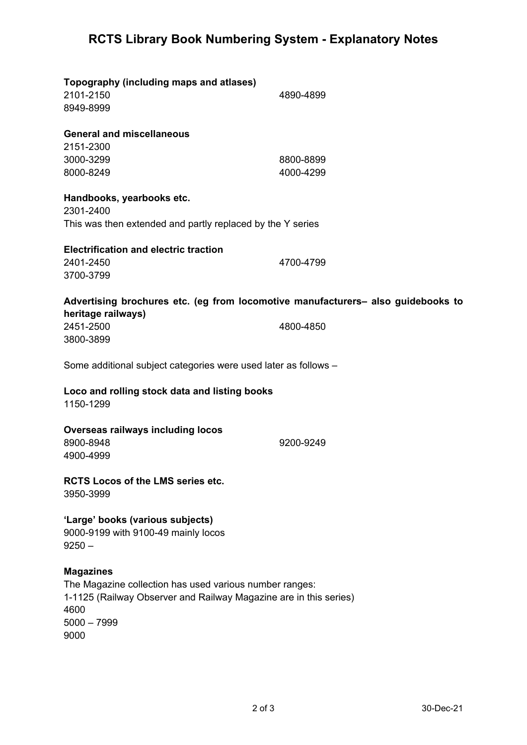# RCTS Library Book Numbering System - Explanatory Notes

**Topography (including maps and atlases)**

2101-2150
8949-8999
4890-4899

**General and miscellaneous**

2151-2300
3000-3299
8000-8249
8800-8899
4000-4299

**Handbooks, yearbooks etc.**

2301-2400

This was then extended and partly replaced by the Y series

**Electrification and electric traction**

2401-2450
3700-3799
4700-4799

**Advertising brochures etc. (eg from locomotive manufacturers– also guidebooks to heritage railways)**

2451-2500
3800-3899
4800-4850

Some additional subject categories were used later as follows –

**Loco and rolling stock data and listing books**

1150-1299

**Overseas railways including locos**

8900-8948
4900-4999
9200-9249

**RCTS Locos of the LMS series etc.**

3950-3999

**'Large' books (various subjects)**

9000-9199 with 9100-49 mainly locos
9250 –

**Magazines**

The Magazine collection has used various number ranges:

1-1125 (Railway Observer and Railway Magazine are in this series)
4600
5000 – 7999
9000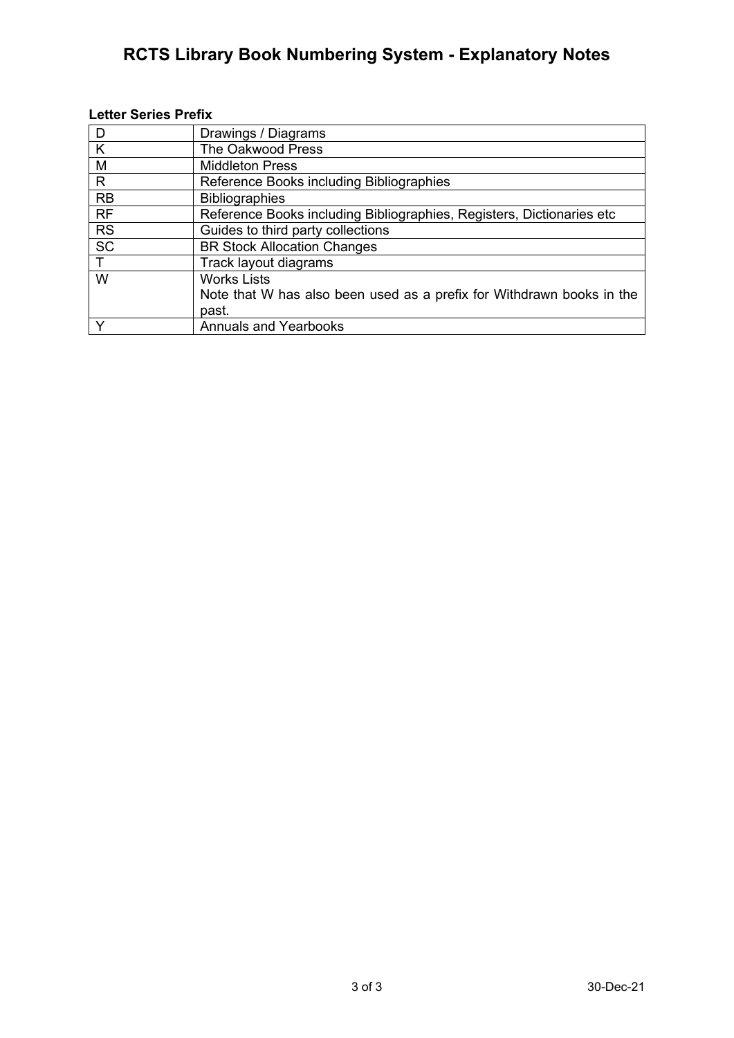# RCTS Library Book Numbering System - Explanatory Notes

**Letter Series Prefix**

| | |
|---|---|
| D | Drawings / Diagrams |
| K | The Oakwood Press |
| M | Middleton Press |
| R | Reference Books including Bibliographies |
| RB | Bibliographies |
| RF | Reference Books including Bibliographies, Registers, Dictionaries etc |
| RS | Guides to third party collections |
| SC | BR Stock Allocation Changes |
| T | Track layout diagrams |
| W | Works Lists<br>Note that W has also been used as a prefix for Withdrawn books in the past. |
| Y | Annuals and Yearbooks |